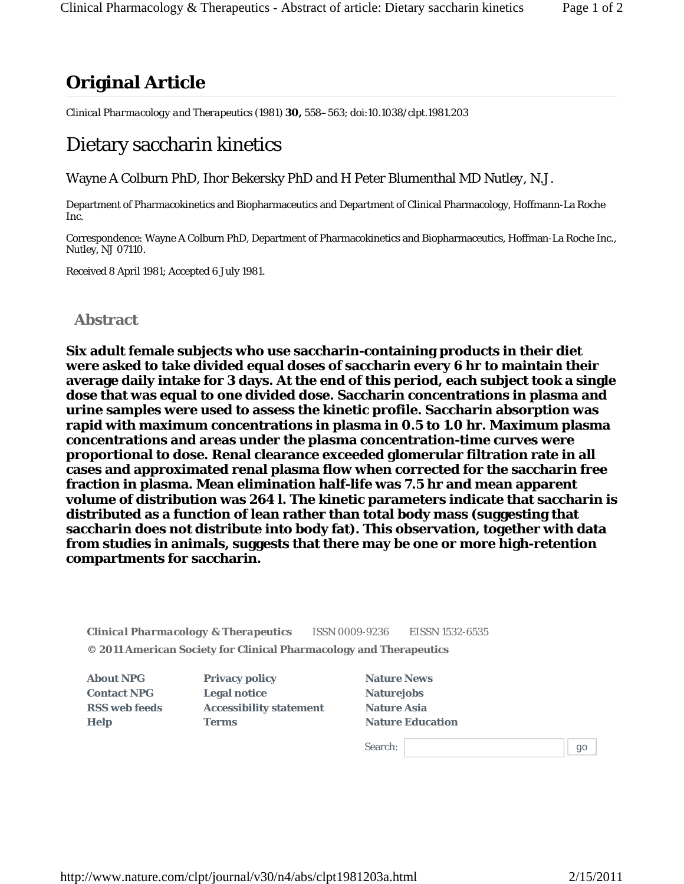# Original Article

*Clinical Pharmacology and Therapeutics* (1981) **30,** 558–563; doi:10.1038/clpt.1981.203

## Dietary saccharin kinetics

Wayne A Colburn PhD, Ihor Bekersky PhD and H Peter Blumenthal MD Nutley, N.J.

Department of Pharmacokinetics and Biopharmaceutics and Department of Clinical Pharmacology, Hoffmann-La Roche Inc.

Correspondence: Wayne A Colburn PhD, Department of Pharmacokinetics and Biopharmaceutics, Hoffman-La Roche Inc., Nutley, NJ 07110.

Received 8 April 1981; Accepted 6 July 1981.

### Abstract

**Six adult female subjects who use saccharin-containing products in their diet were asked to take divided equal doses of saccharin every 6 hr to maintain their average daily intake for 3 days. At the end of this period, each subject took a single dose that was equal to one divided dose. Saccharin concentrations in plasma and urine samples were used to assess the kinetic profile. Saccharin absorption was rapid with maximum concentrations in plasma in 0.5 to 1.0 hr. Maximum plasma concentrations and areas under the plasma concentration-time curves were proportional to dose. Renal clearance exceeded glomerular filtration rate in all cases and approximated renal plasma flow when corrected for the saccharin free fraction in plasma. Mean elimination half-life was 7.5 hr and mean apparent volume of distribution was 264 l. The kinetic parameters indicate that saccharin is distributed as a function of lean rather than total body mass (suggesting that saccharin does not distribute into body fat). This observation, together with data from studies in animals, suggests that there may be one or more high-retention compartments for saccharin.**

**Clinical Pharmacology & Therapeutics** ISSN 0009-9236 EISSN 1532-6535

**© 2011 American Society for Clinical Pharmacology and Therapeutics**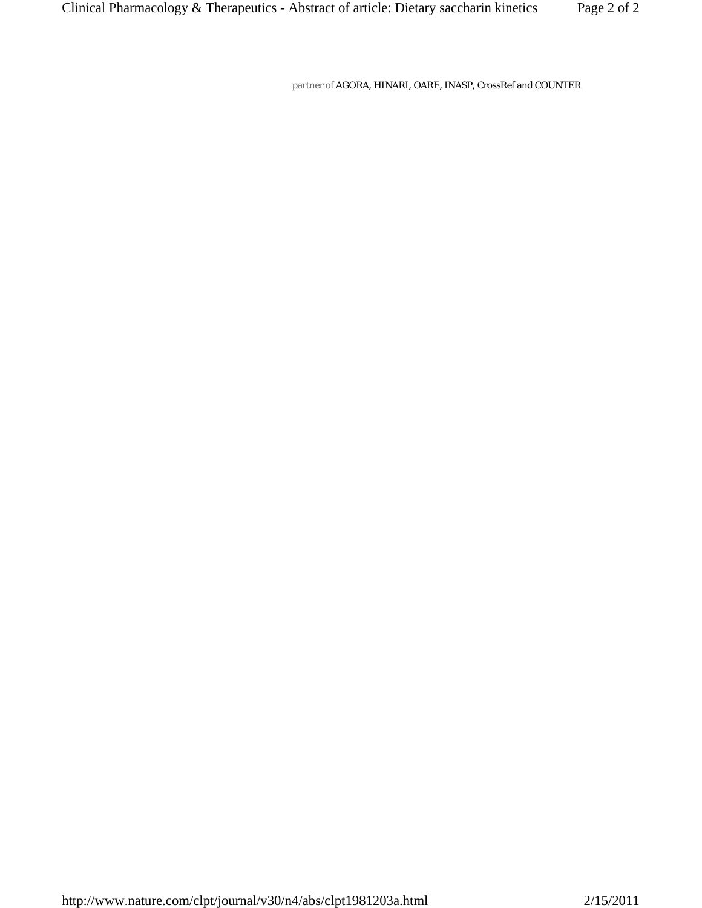partner of AGORA, HINARI, OARE, INASP, CrossRef and COUNTER